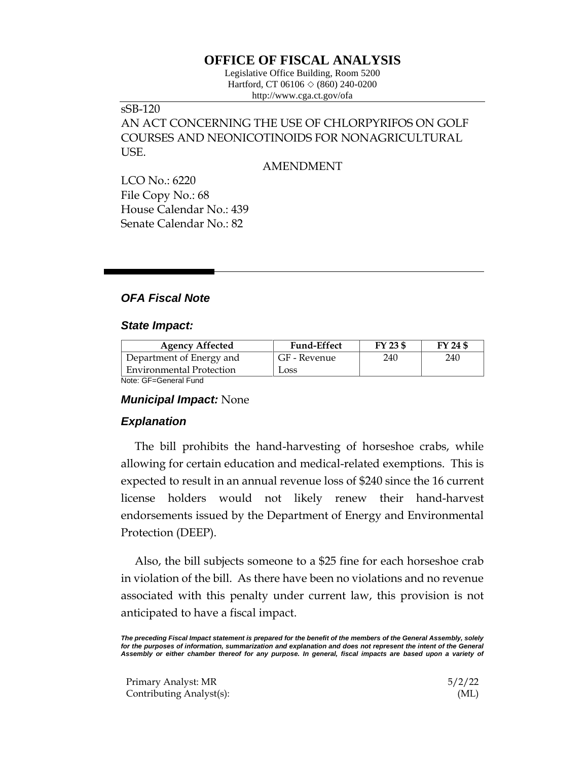# OFFICE OF FISCAL ANALYSIS

Legislative Office Building, Room 5200
Hartford, CT 06106 ◇ (860) 240-0200
http://www.cga.ct.gov/ofa

sSB-120
AN ACT CONCERNING THE USE OF CHLORPYRIFOS ON GOLF COURSES AND NEONICOTINOIDS FOR NONAGRICULTURAL USE.

AMENDMENT

LCO No.: 6220
File Copy No.: 68
House Calendar No.: 439
Senate Calendar No.: 82

## *OFA Fiscal Note*

### *State Impact:*

| Agency Affected | Fund-Effect | FY 23 $ | FY 24 $ |
|---|---|---|---|
| Department of Energy and Environmental Protection | GF - Revenue Loss | 240 | 240 |

Note: GF=General Fund

### *Municipal Impact:* None

### *Explanation*

The bill prohibits the hand-harvesting of horseshoe crabs, while allowing for certain education and medical-related exemptions. This is expected to result in an annual revenue loss of $240 since the 16 current license holders would not likely renew their hand-harvest endorsements issued by the Department of Energy and Environmental Protection (DEEP).

Also, the bill subjects someone to a $25 fine for each horseshoe crab in violation of the bill. As there have been no violations and no revenue associated with this penalty under current law, this provision is not anticipated to have a fiscal impact.

***The preceding Fiscal Impact statement is prepared for the benefit of the members of the General Assembly, solely for the purposes of information, summarization and explanation and does not represent the intent of the General Assembly or either chamber thereof for any purpose. In general, fiscal impacts are based upon a variety of***

Primary Analyst: MR — 5/2/22
Contributing Analyst(s): (ML)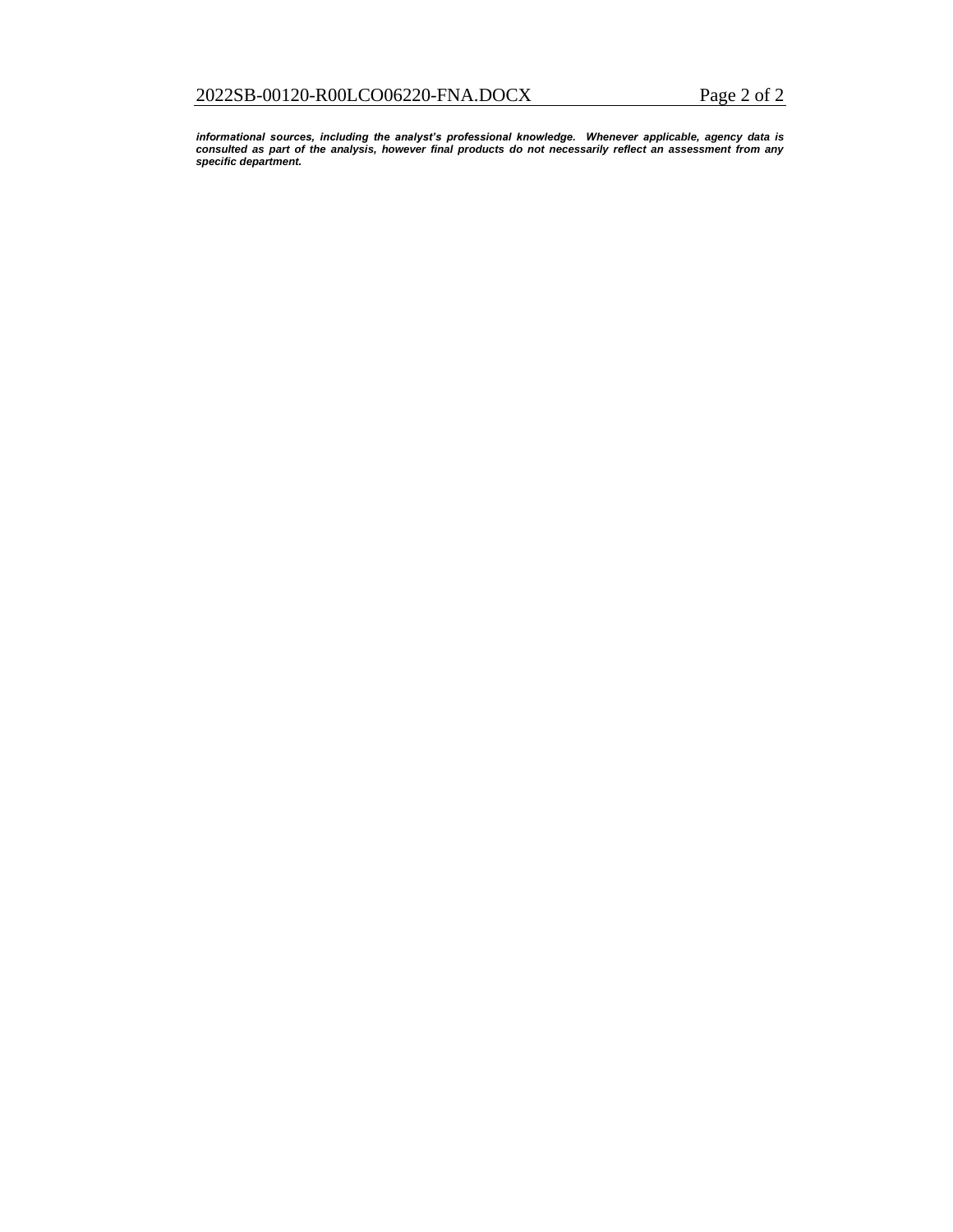***informational sources, including the analyst's professional knowledge. Whenever applicable, agency data is consulted as part of the analysis, however final products do not necessarily reflect an assessment from any specific department.***